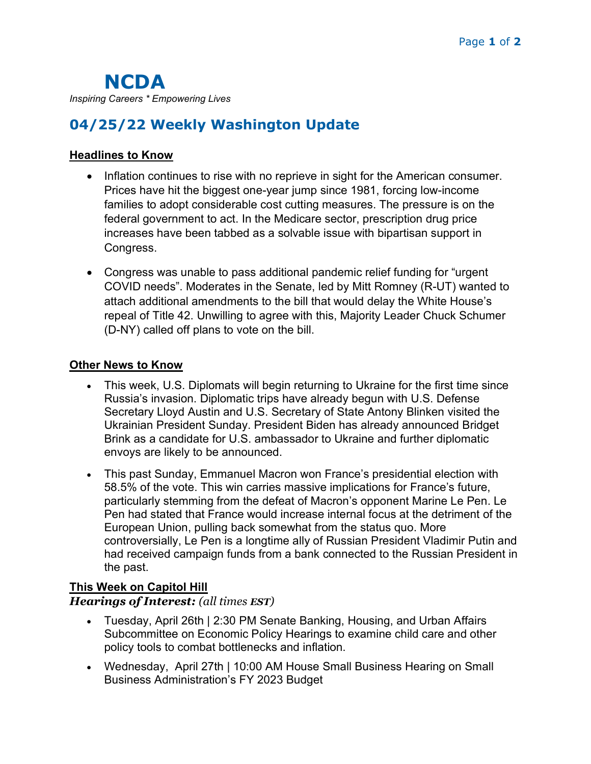# NCDA

*Inspiring Careers * Empowering Lives*

## 04/25/22 Weekly Washington Update

### Headlines to Know

- Inflation continues to rise with no reprieve in sight for the American consumer. Prices have hit the biggest one-year jump since 1981, forcing low-income families to adopt considerable cost cutting measures. The pressure is on the federal government to act. In the Medicare sector, prescription drug price increases have been tabbed as a solvable issue with bipartisan support in Congress.
- Congress was unable to pass additional pandemic relief funding for "urgent COVID needs". Moderates in the Senate, led by Mitt Romney (R-UT) wanted to attach additional amendments to the bill that would delay the White House's repeal of Title 42. Unwilling to agree with this, Majority Leader Chuck Schumer (D-NY) called off plans to vote on the bill.

### Other News to Know

- This week, U.S. Diplomats will begin returning to Ukraine for the first time since Russia's invasion. Diplomatic trips have already begun with U.S. Defense Secretary Lloyd Austin and U.S. Secretary of State Antony Blinken visited the Ukrainian President Sunday. President Biden has already announced Bridget Brink as a candidate for U.S. ambassador to Ukraine and further diplomatic envoys are likely to be announced.
- This past Sunday, Emmanuel Macron won France's presidential election with 58.5% of the vote. This win carries massive implications for France's future, particularly stemming from the defeat of Macron's opponent Marine Le Pen. Le Pen had stated that France would increase internal focus at the detriment of the European Union, pulling back somewhat from the status quo. More controversially, Le Pen is a longtime ally of Russian President Vladimir Putin and had received campaign funds from a bank connected to the Russian President in the past.

### This Week on Capitol Hill

***Hearings of Interest:*** *(all times **EST**)*

- Tuesday, April 26th | 2:30 PM Senate Banking, Housing, and Urban Affairs Subcommittee on Economic Policy Hearings to examine child care and other policy tools to combat bottlenecks and inflation.
- Wednesday, April 27th | 10:00 AM House Small Business Hearing on Small Business Administration's FY 2023 Budget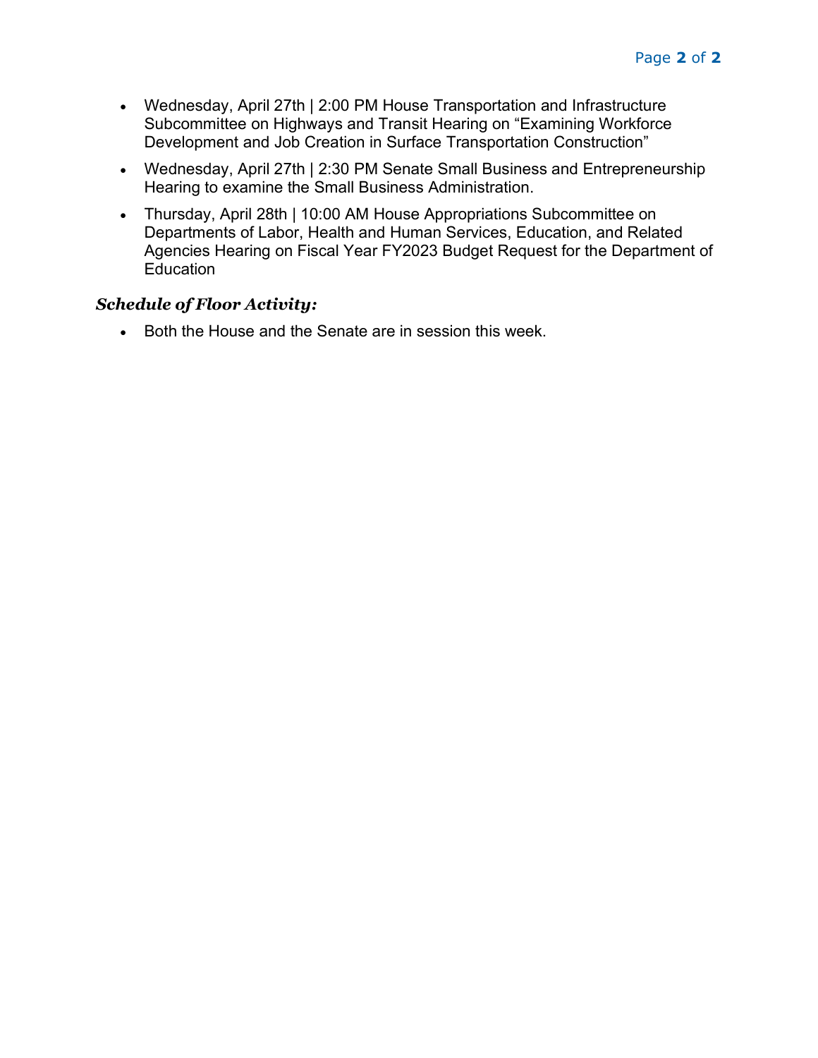- Wednesday, April 27th | 2:00 PM House Transportation and Infrastructure Subcommittee on Highways and Transit Hearing on "Examining Workforce Development and Job Creation in Surface Transportation Construction"
- Wednesday, April 27th | 2:30 PM Senate Small Business and Entrepreneurship Hearing to examine the Small Business Administration.
- Thursday, April 28th | 10:00 AM House Appropriations Subcommittee on Departments of Labor, Health and Human Services, Education, and Related Agencies Hearing on Fiscal Year FY2023 Budget Request for the Department of Education

### ***Schedule of Floor Activity:***

- Both the House and the Senate are in session this week.